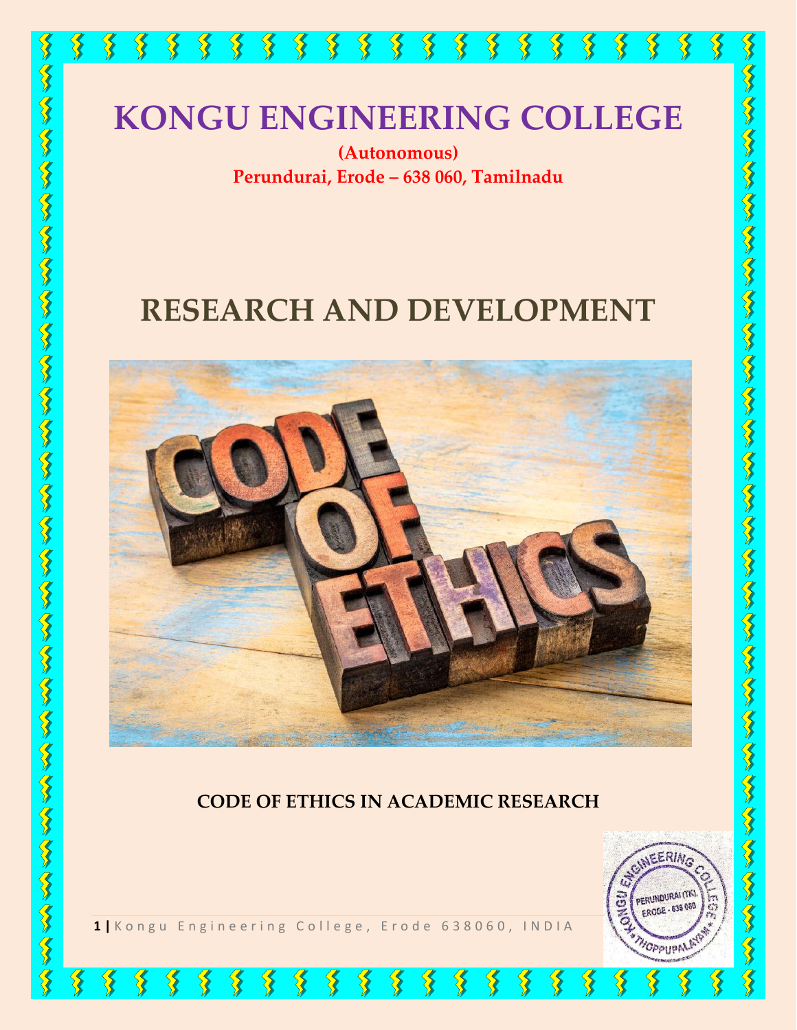# KONGU ENGINEERING COLLEGE

**(Autonomous)**

**Perundurai, Erode – 638 060, Tamilnadu**

# RESEARCH AND DEVELOPMENT

**CODE OF ETHICS IN ACADEMIC RESEARCH**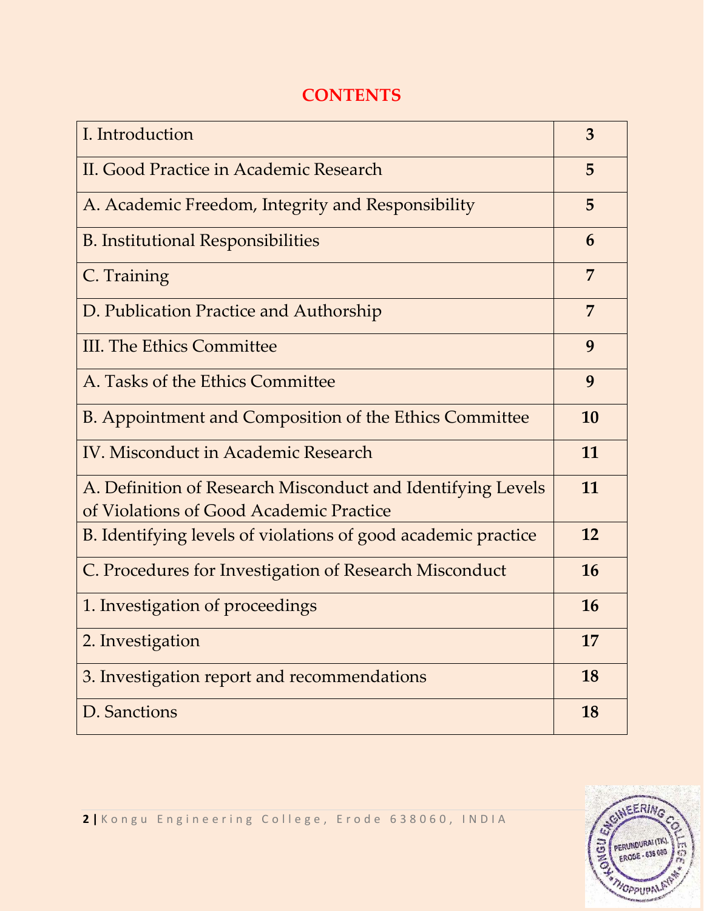# CONTENTS

| | |
|---|---|
| I. Introduction | 3 |
| II. Good Practice in Academic Research | 5 |
| A. Academic Freedom, Integrity and Responsibility | 5 |
| B. Institutional Responsibilities | 6 |
| C. Training | 7 |
| D. Publication Practice and Authorship | 7 |
| III. The Ethics Committee | 9 |
| A. Tasks of the Ethics Committee | 9 |
| B. Appointment and Composition of the Ethics Committee | 10 |
| IV. Misconduct in Academic Research | 11 |
| A. Definition of Research Misconduct and Identifying Levels of Violations of Good Academic Practice | 11 |
| B. Identifying levels of violations of good academic practice | 12 |
| C. Procedures for Investigation of Research Misconduct | 16 |
| 1. Investigation of proceedings | 16 |
| 2. Investigation | 17 |
| 3. Investigation report and recommendations | 18 |
| D. Sanctions | 18 |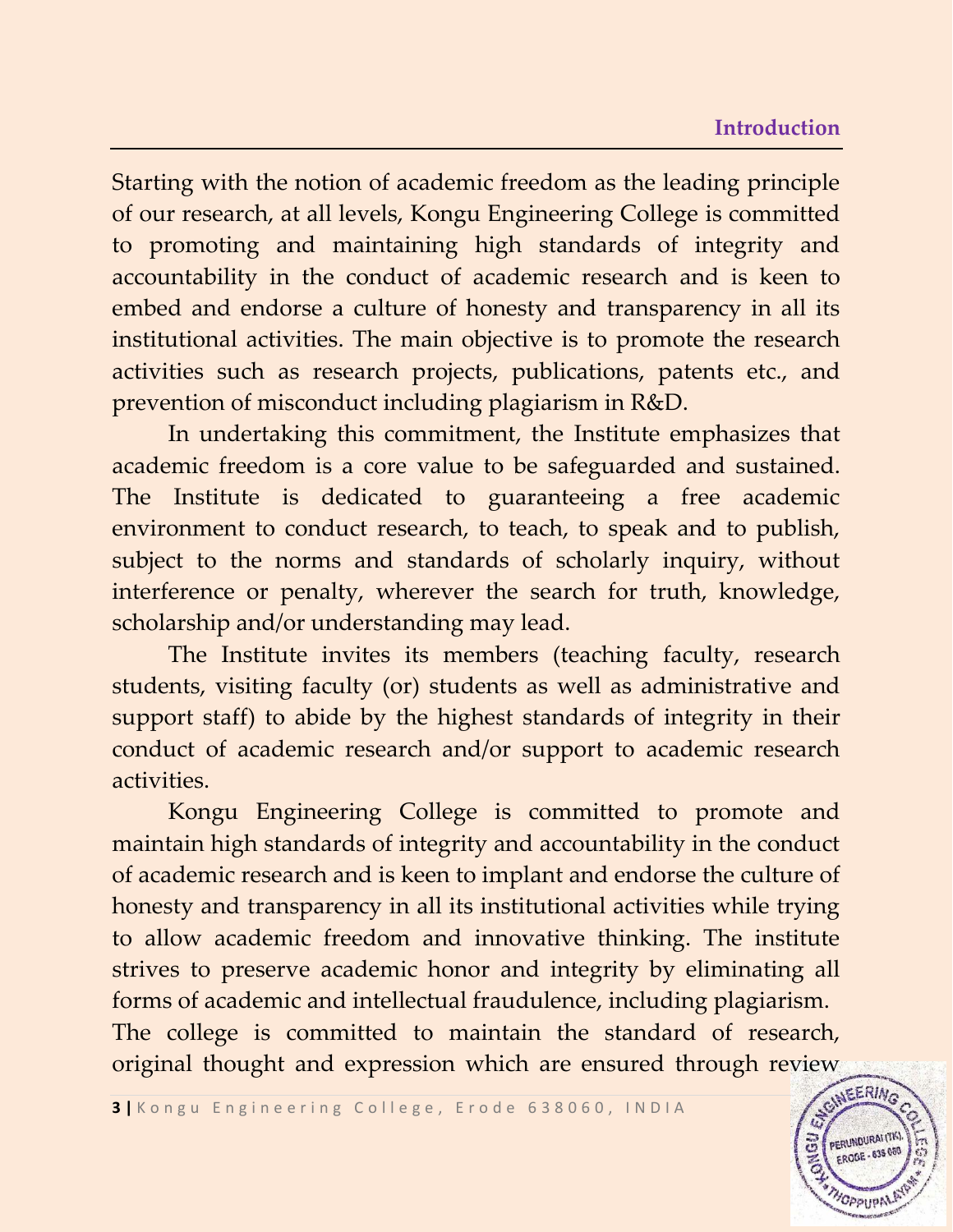## Introduction

Starting with the notion of academic freedom as the leading principle of our research, at all levels, Kongu Engineering College is committed to promoting and maintaining high standards of integrity and accountability in the conduct of academic research and is keen to embed and endorse a culture of honesty and transparency in all its institutional activities. The main objective is to promote the research activities such as research projects, publications, patents etc., and prevention of misconduct including plagiarism in R&D.

In undertaking this commitment, the Institute emphasizes that academic freedom is a core value to be safeguarded and sustained. The Institute is dedicated to guaranteeing a free academic environment to conduct research, to teach, to speak and to publish, subject to the norms and standards of scholarly inquiry, without interference or penalty, wherever the search for truth, knowledge, scholarship and/or understanding may lead.

The Institute invites its members (teaching faculty, research students, visiting faculty (or) students as well as administrative and support staff) to abide by the highest standards of integrity in their conduct of academic research and/or support to academic research activities.

Kongu Engineering College is committed to promote and maintain high standards of integrity and accountability in the conduct of academic research and is keen to implant and endorse the culture of honesty and transparency in all its institutional activities while trying to allow academic freedom and innovative thinking. The institute strives to preserve academic honor and integrity by eliminating all forms of academic and intellectual fraudulence, including plagiarism. The college is committed to maintain the standard of research, original thought and expression which are ensured through review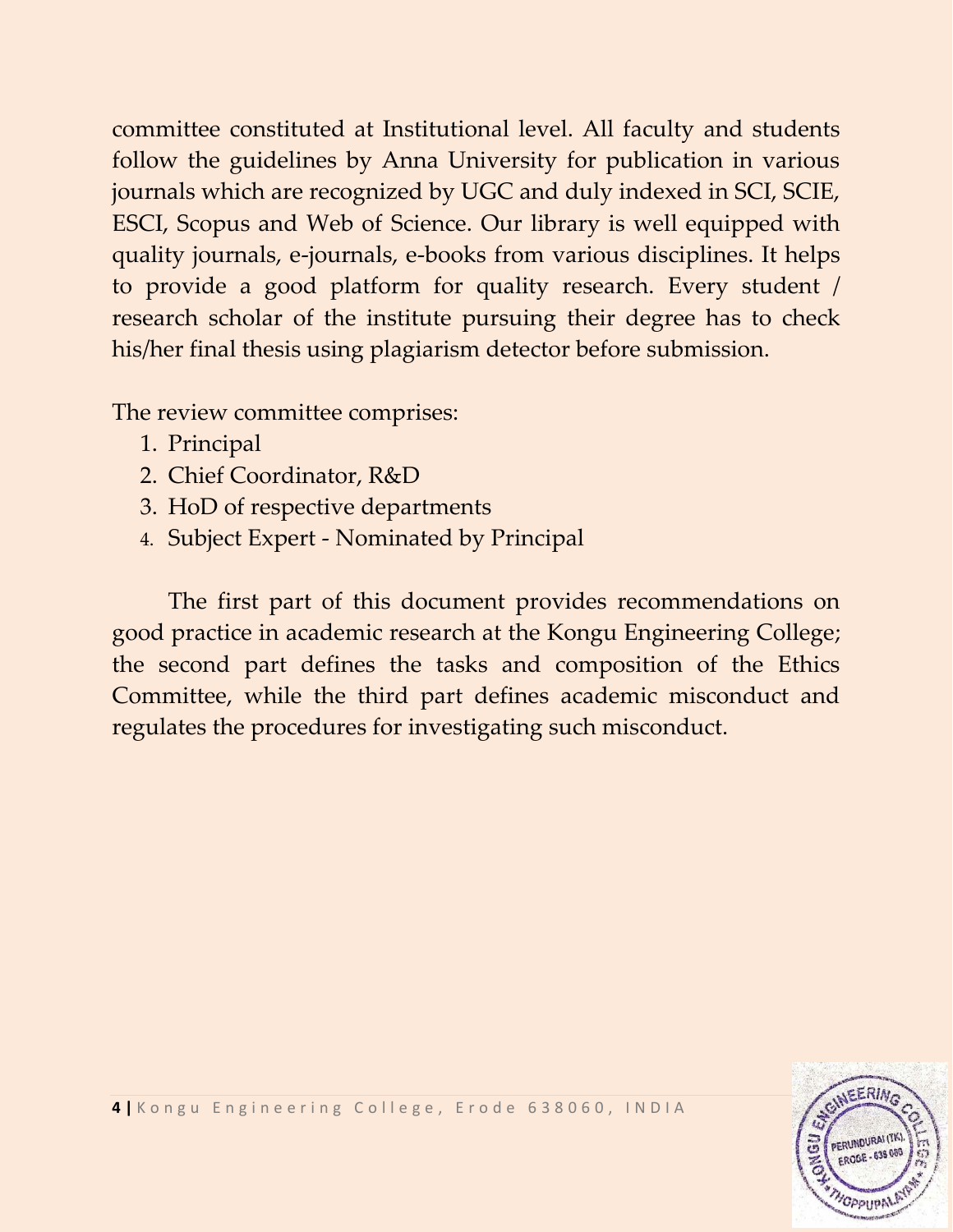committee constituted at Institutional level. All faculty and students follow the guidelines by Anna University for publication in various journals which are recognized by UGC and duly indexed in SCI, SCIE, ESCI, Scopus and Web of Science. Our library is well equipped with quality journals, e-journals, e-books from various disciplines. It helps to provide a good platform for quality research. Every student / research scholar of the institute pursuing their degree has to check his/her final thesis using plagiarism detector before submission.

The review committee comprises:

1. Principal
2. Chief Coordinator, R&D
3. HoD of respective departments
4. Subject Expert - Nominated by Principal

The first part of this document provides recommendations on good practice in academic research at the Kongu Engineering College; the second part defines the tasks and composition of the Ethics Committee, while the third part defines academic misconduct and regulates the procedures for investigating such misconduct.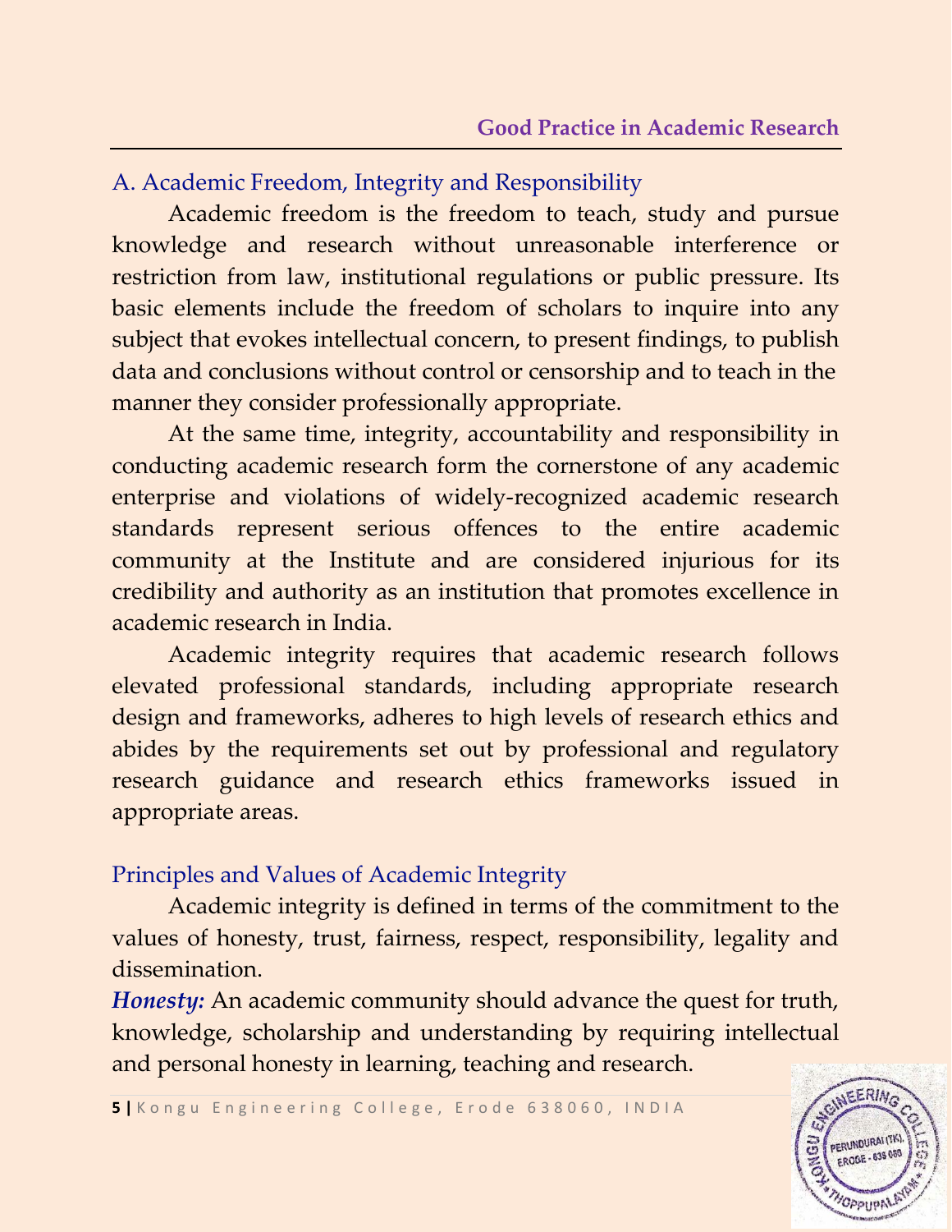## A. Academic Freedom, Integrity and Responsibility

Academic freedom is the freedom to teach, study and pursue knowledge and research without unreasonable interference or restriction from law, institutional regulations or public pressure. Its basic elements include the freedom of scholars to inquire into any subject that evokes intellectual concern, to present findings, to publish data and conclusions without control or censorship and to teach in the manner they consider professionally appropriate.

At the same time, integrity, accountability and responsibility in conducting academic research form the cornerstone of any academic enterprise and violations of widely-recognized academic research standards represent serious offences to the entire academic community at the Institute and are considered injurious for its credibility and authority as an institution that promotes excellence in academic research in India.

Academic integrity requires that academic research follows elevated professional standards, including appropriate research design and frameworks, adheres to high levels of research ethics and abides by the requirements set out by professional and regulatory research guidance and research ethics frameworks issued in appropriate areas.

### Principles and Values of Academic Integrity

Academic integrity is defined in terms of the commitment to the values of honesty, trust, fairness, respect, responsibility, legality and dissemination.

***Honesty:*** An academic community should advance the quest for truth, knowledge, scholarship and understanding by requiring intellectual and personal honesty in learning, teaching and research.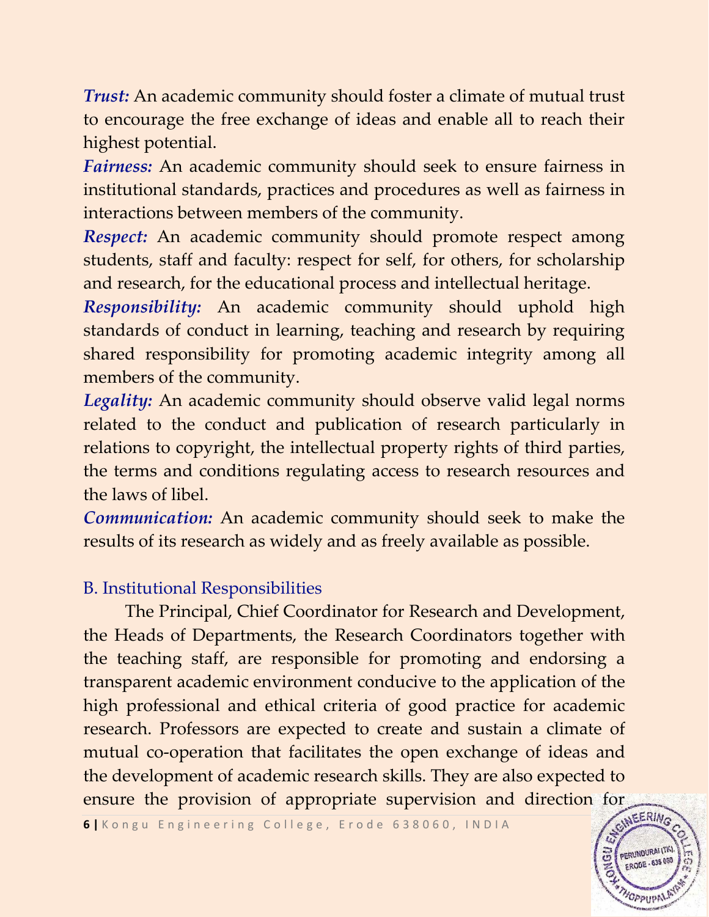***Trust:*** An academic community should foster a climate of mutual trust to encourage the free exchange of ideas and enable all to reach their highest potential.

***Fairness:*** An academic community should seek to ensure fairness in institutional standards, practices and procedures as well as fairness in interactions between members of the community.

***Respect:*** An academic community should promote respect among students, staff and faculty: respect for self, for others, for scholarship and research, for the educational process and intellectual heritage.

***Responsibility:*** An academic community should uphold high standards of conduct in learning, teaching and research by requiring shared responsibility for promoting academic integrity among all members of the community.

***Legality:*** An academic community should observe valid legal norms related to the conduct and publication of research particularly in relations to copyright, the intellectual property rights of third parties, the terms and conditions regulating access to research resources and the laws of libel.

***Communication:*** An academic community should seek to make the results of its research as widely and as freely available as possible.

## B. Institutional Responsibilities

The Principal, Chief Coordinator for Research and Development, the Heads of Departments, the Research Coordinators together with the teaching staff, are responsible for promoting and endorsing a transparent academic environment conducive to the application of the high professional and ethical criteria of good practice for academic research. Professors are expected to create and sustain a climate of mutual co-operation that facilitates the open exchange of ideas and the development of academic research skills. They are also expected to ensure the provision of appropriate supervision and direction for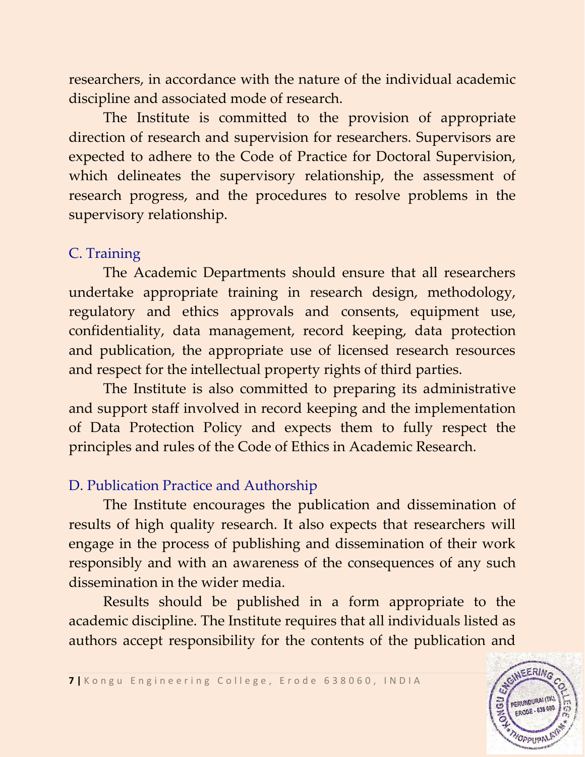researchers, in accordance with the nature of the individual academic discipline and associated mode of research.

The Institute is committed to the provision of appropriate direction of research and supervision for researchers. Supervisors are expected to adhere to the Code of Practice for Doctoral Supervision, which delineates the supervisory relationship, the assessment of research progress, and the procedures to resolve problems in the supervisory relationship.

## C. Training

The Academic Departments should ensure that all researchers undertake appropriate training in research design, methodology, regulatory and ethics approvals and consents, equipment use, confidentiality, data management, record keeping, data protection and publication, the appropriate use of licensed research resources and respect for the intellectual property rights of third parties.

The Institute is also committed to preparing its administrative and support staff involved in record keeping and the implementation of Data Protection Policy and expects them to fully respect the principles and rules of the Code of Ethics in Academic Research.

## D. Publication Practice and Authorship

The Institute encourages the publication and dissemination of results of high quality research. It also expects that researchers will engage in the process of publishing and dissemination of their work responsibly and with an awareness of the consequences of any such dissemination in the wider media.

Results should be published in a form appropriate to the academic discipline. The Institute requires that all individuals listed as authors accept responsibility for the contents of the publication and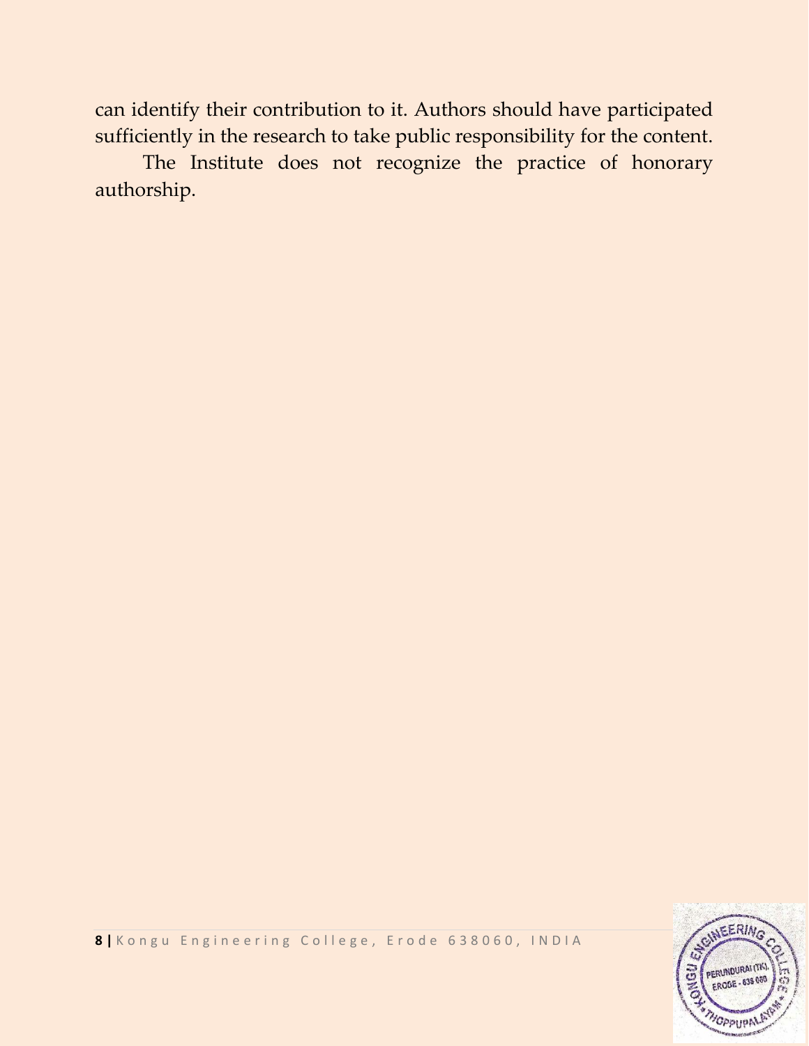can identify their contribution to it. Authors should have participated sufficiently in the research to take public responsibility for the content.

The Institute does not recognize the practice of honorary authorship.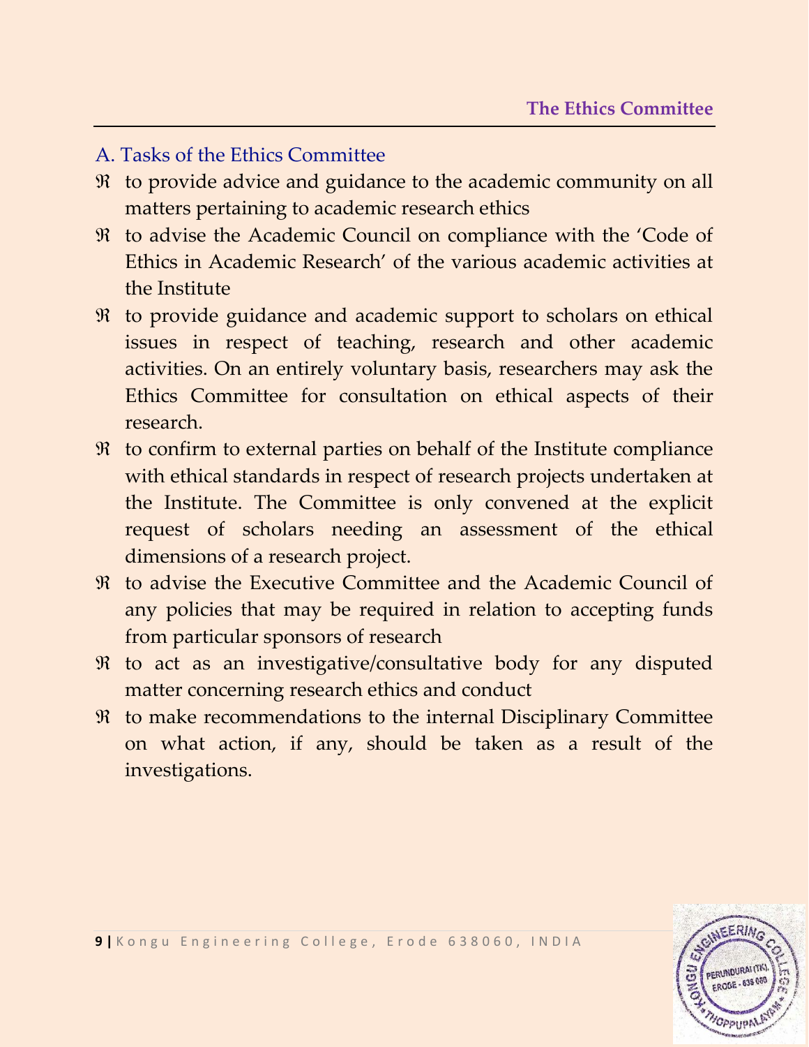## A. Tasks of the Ethics Committee

- to provide advice and guidance to the academic community on all matters pertaining to academic research ethics
- to advise the Academic Council on compliance with the 'Code of Ethics in Academic Research' of the various academic activities at the Institute
- to provide guidance and academic support to scholars on ethical issues in respect of teaching, research and other academic activities. On an entirely voluntary basis, researchers may ask the Ethics Committee for consultation on ethical aspects of their research.
- to confirm to external parties on behalf of the Institute compliance with ethical standards in respect of research projects undertaken at the Institute. The Committee is only convened at the explicit request of scholars needing an assessment of the ethical dimensions of a research project.
- to advise the Executive Committee and the Academic Council of any policies that may be required in relation to accepting funds from particular sponsors of research
- to act as an investigative/consultative body for any disputed matter concerning research ethics and conduct
- to make recommendations to the internal Disciplinary Committee on what action, if any, should be taken as a result of the investigations.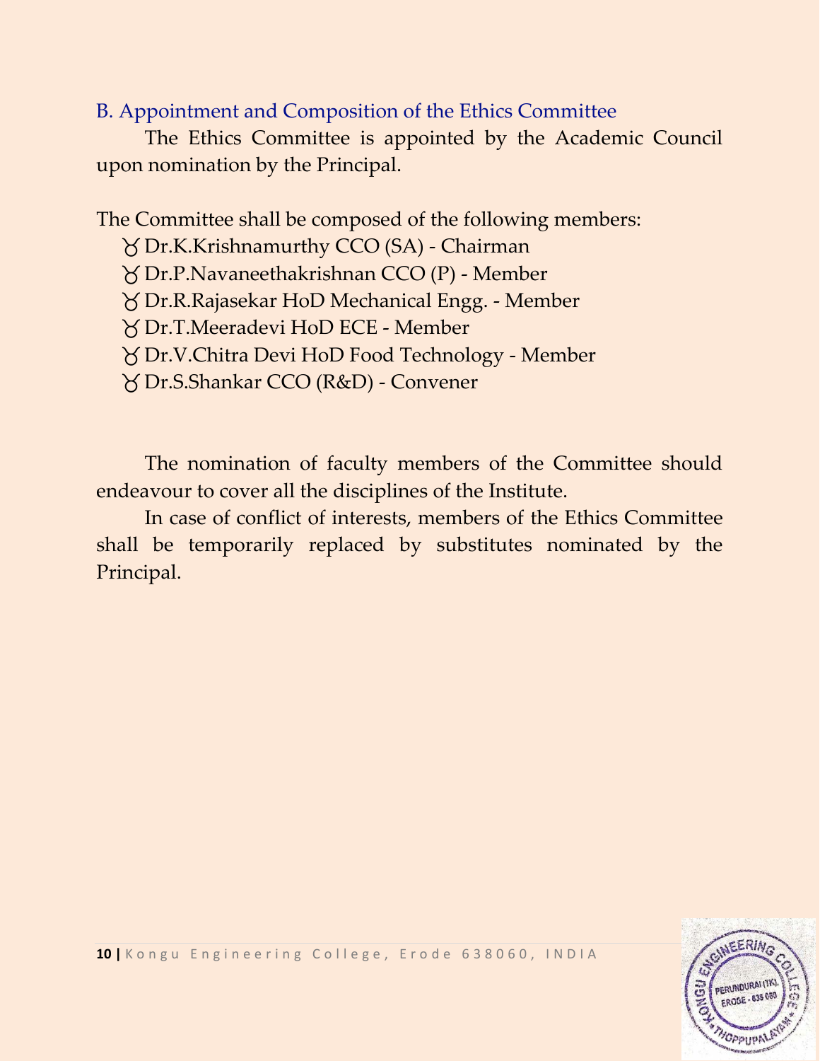## B. Appointment and Composition of the Ethics Committee

The Ethics Committee is appointed by the Academic Council upon nomination by the Principal.

The Committee shall be composed of the following members:

- Dr.K.Krishnamurthy CCO (SA) - Chairman
- Dr.P.Navaneethakrishnan CCO (P) - Member
- Dr.R.Rajasekar HoD Mechanical Engg. - Member
- Dr.T.Meeradevi HoD ECE - Member
- Dr.V.Chitra Devi HoD Food Technology - Member
- Dr.S.Shankar CCO (R&D) - Convener

The nomination of faculty members of the Committee should endeavour to cover all the disciplines of the Institute.

In case of conflict of interests, members of the Ethics Committee shall be temporarily replaced by substitutes nominated by the Principal.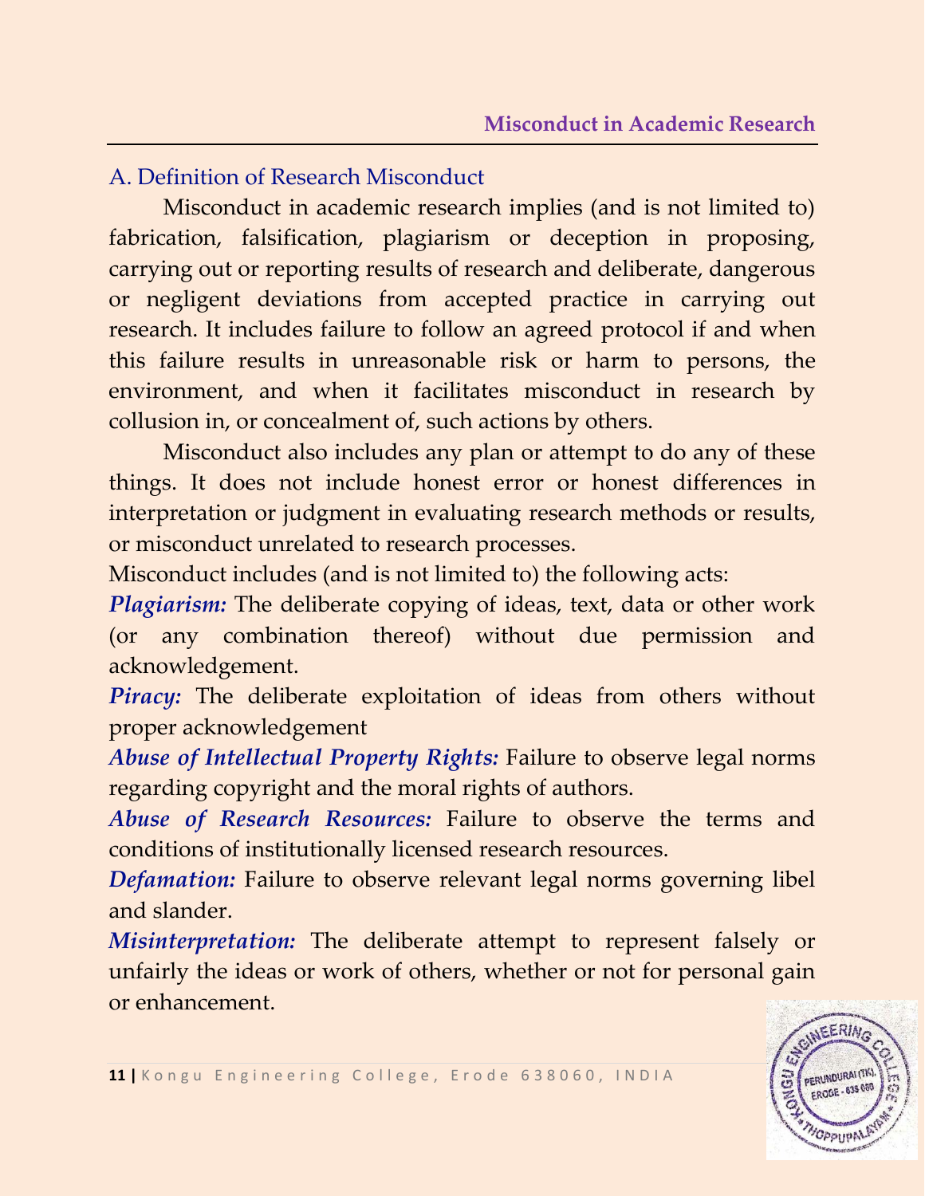## A. Definition of Research Misconduct

Misconduct in academic research implies (and is not limited to) fabrication, falsification, plagiarism or deception in proposing, carrying out or reporting results of research and deliberate, dangerous or negligent deviations from accepted practice in carrying out research. It includes failure to follow an agreed protocol if and when this failure results in unreasonable risk or harm to persons, the environment, and when it facilitates misconduct in research by collusion in, or concealment of, such actions by others.

Misconduct also includes any plan or attempt to do any of these things. It does not include honest error or honest differences in interpretation or judgment in evaluating research methods or results, or misconduct unrelated to research processes.

Misconduct includes (and is not limited to) the following acts:

***Plagiarism:*** The deliberate copying of ideas, text, data or other work (or any combination thereof) without due permission and acknowledgement.

***Piracy:*** The deliberate exploitation of ideas from others without proper acknowledgement

***Abuse of Intellectual Property Rights:*** Failure to observe legal norms regarding copyright and the moral rights of authors.

***Abuse of Research Resources:*** Failure to observe the terms and conditions of institutionally licensed research resources.

***Defamation:*** Failure to observe relevant legal norms governing libel and slander.

***Misinterpretation:*** The deliberate attempt to represent falsely or unfairly the ideas or work of others, whether or not for personal gain or enhancement.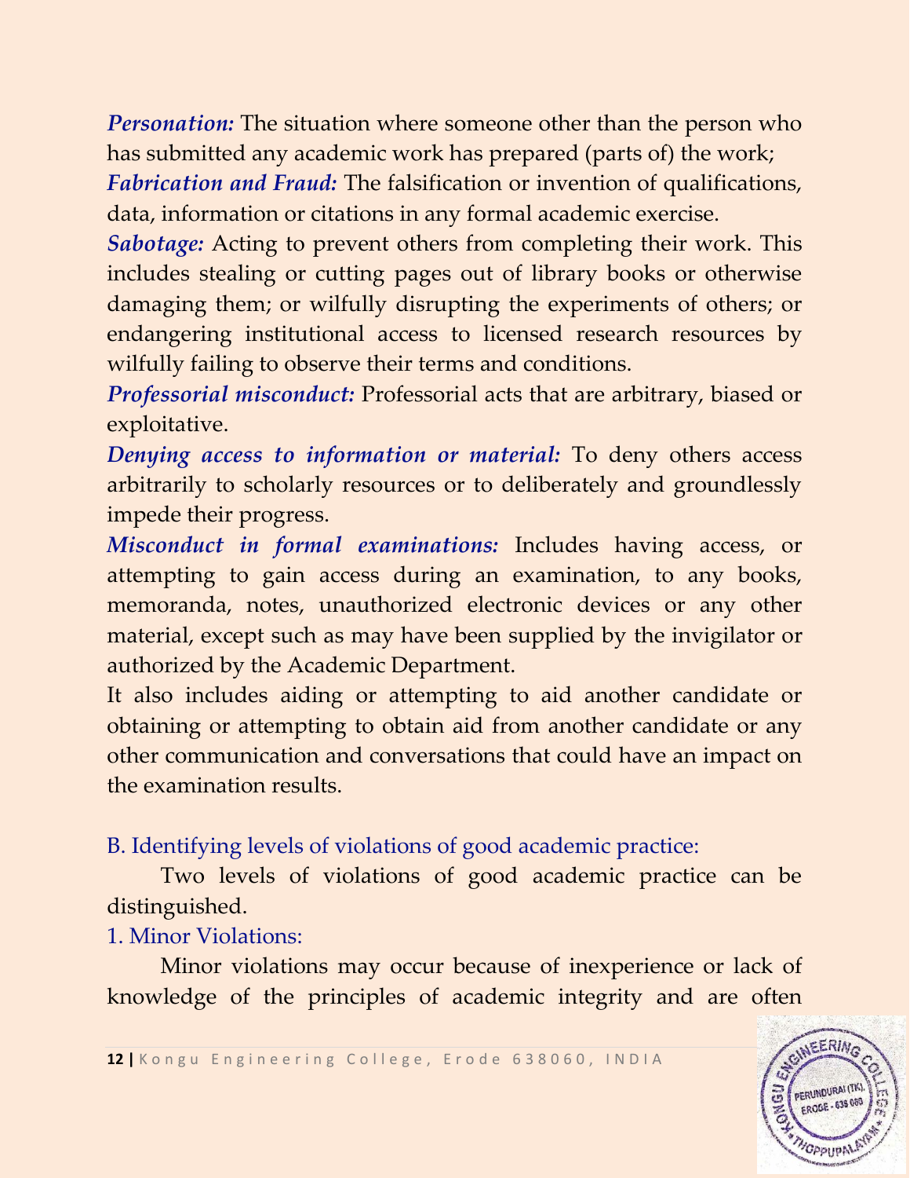***Personation:*** The situation where someone other than the person who has submitted any academic work has prepared (parts of) the work;

***Fabrication and Fraud:*** The falsification or invention of qualifications, data, information or citations in any formal academic exercise.

***Sabotage:*** Acting to prevent others from completing their work. This includes stealing or cutting pages out of library books or otherwise damaging them; or wilfully disrupting the experiments of others; or endangering institutional access to licensed research resources by wilfully failing to observe their terms and conditions.

***Professorial misconduct:*** Professorial acts that are arbitrary, biased or exploitative.

***Denying access to information or material:*** To deny others access arbitrarily to scholarly resources or to deliberately and groundlessly impede their progress.

***Misconduct in formal examinations:*** Includes having access, or attempting to gain access during an examination, to any books, memoranda, notes, unauthorized electronic devices or any other material, except such as may have been supplied by the invigilator or authorized by the Academic Department.

It also includes aiding or attempting to aid another candidate or obtaining or attempting to obtain aid from another candidate or any other communication and conversations that could have an impact on the examination results.

## B. Identifying levels of violations of good academic practice:

Two levels of violations of good academic practice can be distinguished.

### 1. Minor Violations:

Minor violations may occur because of inexperience or lack of knowledge of the principles of academic integrity and are often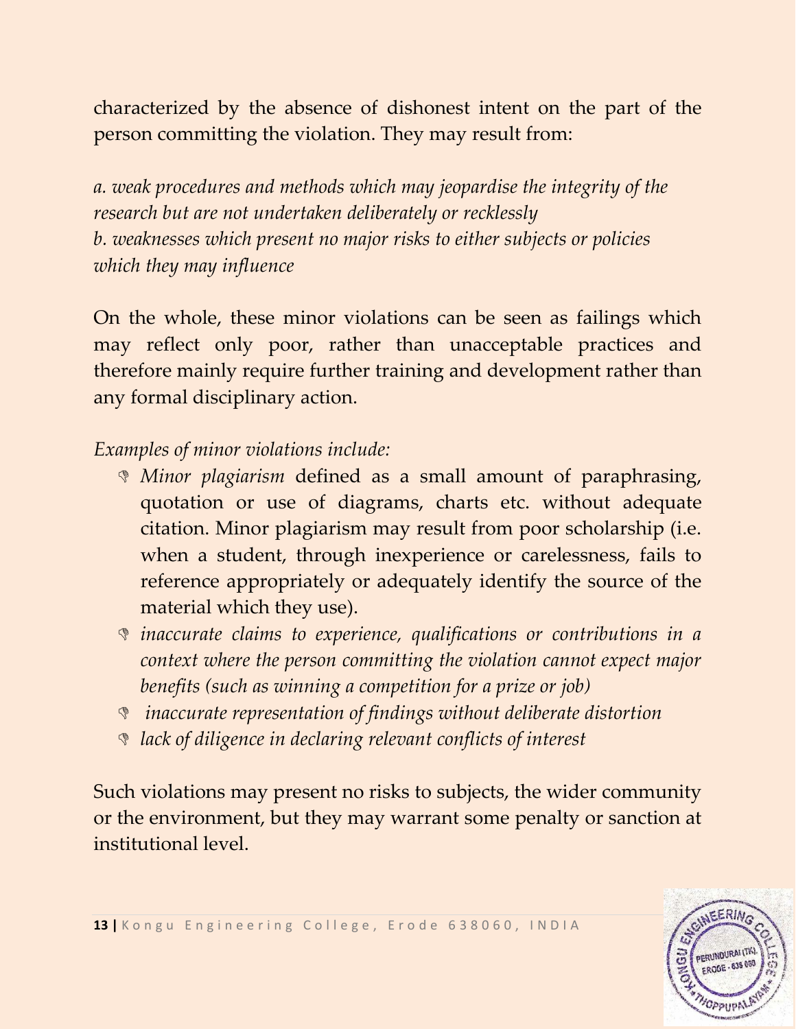characterized by the absence of dishonest intent on the part of the person committing the violation. They may result from:

*a. weak procedures and methods which may jeopardise the integrity of the research but are not undertaken deliberately or recklessly*
*b. weaknesses which present no major risks to either subjects or policies which they may influence*

On the whole, these minor violations can be seen as failings which may reflect only poor, rather than unacceptable practices and therefore mainly require further training and development rather than any formal disciplinary action.

*Examples of minor violations include:*

- *Minor plagiarism* defined as a small amount of paraphrasing, quotation or use of diagrams, charts etc. without adequate citation. Minor plagiarism may result from poor scholarship (i.e. when a student, through inexperience or carelessness, fails to reference appropriately or adequately identify the source of the material which they use).
- *inaccurate claims to experience, qualifications or contributions in a context where the person committing the violation cannot expect major benefits (such as winning a competition for a prize or job)*
- *inaccurate representation of findings without deliberate distortion*
- *lack of diligence in declaring relevant conflicts of interest*

Such violations may present no risks to subjects, the wider community or the environment, but they may warrant some penalty or sanction at institutional level.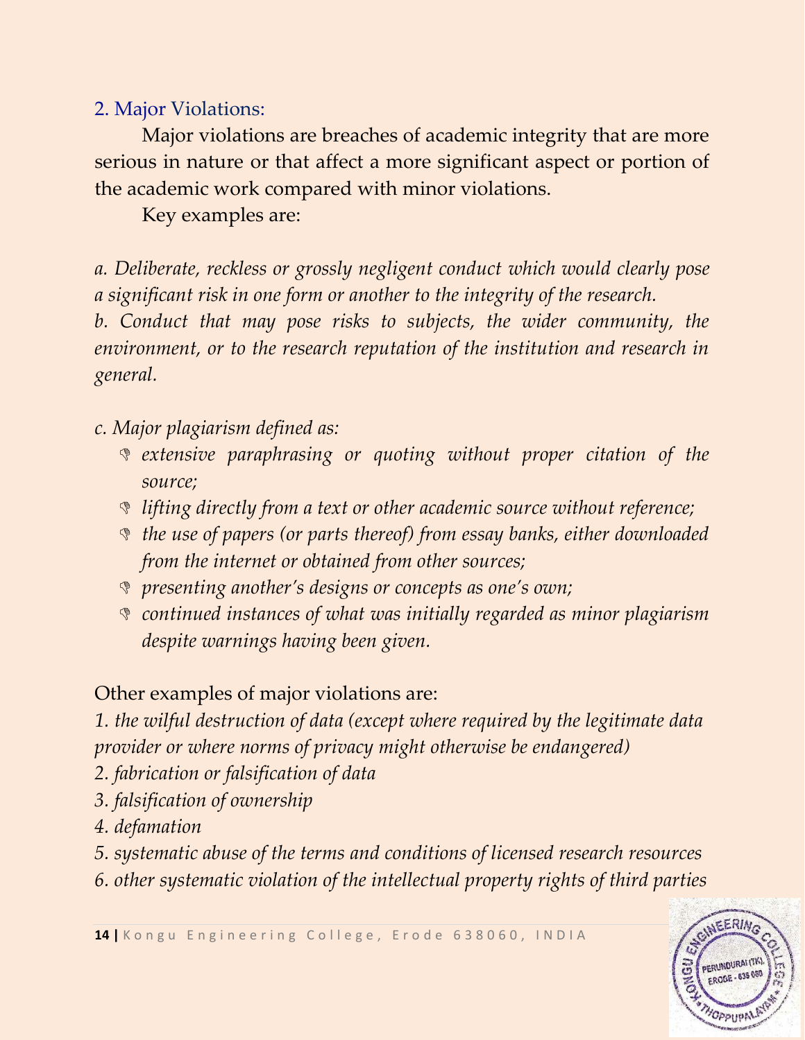## 2. Major Violations:

Major violations are breaches of academic integrity that are more serious in nature or that affect a more significant aspect or portion of the academic work compared with minor violations.

Key examples are:

*a. Deliberate, reckless or grossly negligent conduct which would clearly pose a significant risk in one form or another to the integrity of the research.*

*b. Conduct that may pose risks to subjects, the wider community, the environment, or to the research reputation of the institution and research in general.*

*c. Major plagiarism defined as:*

- *extensive paraphrasing or quoting without proper citation of the source;*
- *lifting directly from a text or other academic source without reference;*
- *the use of papers (or parts thereof) from essay banks, either downloaded from the internet or obtained from other sources;*
- *presenting another's designs or concepts as one's own;*
- *continued instances of what was initially regarded as minor plagiarism despite warnings having been given.*

Other examples of major violations are:

*1. the wilful destruction of data (except where required by the legitimate data provider or where norms of privacy might otherwise be endangered)*

*2. fabrication or falsification of data*

*3. falsification of ownership*

*4. defamation*

*5. systematic abuse of the terms and conditions of licensed research resources*

*6. other systematic violation of the intellectual property rights of third parties*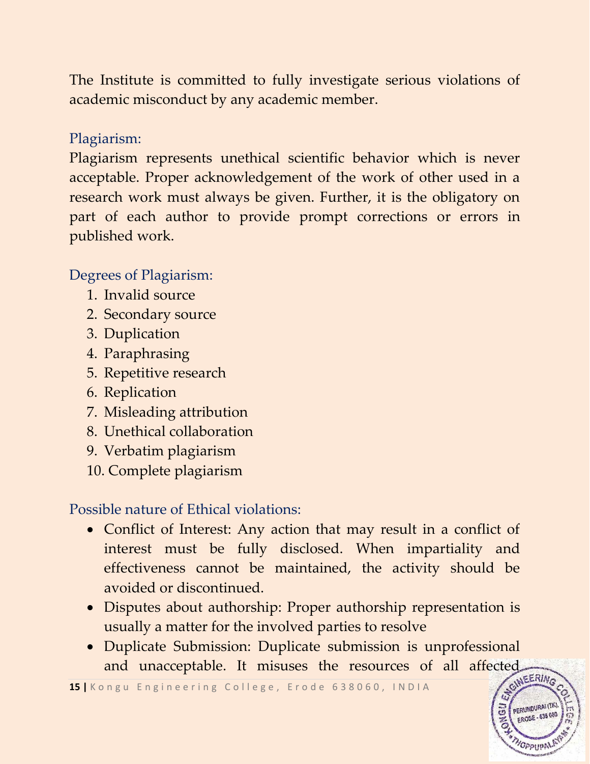The Institute is committed to fully investigate serious violations of academic misconduct by any academic member.

## Plagiarism:

Plagiarism represents unethical scientific behavior which is never acceptable. Proper acknowledgement of the work of other used in a research work must always be given. Further, it is the obligatory on part of each author to provide prompt corrections or errors in published work.

## Degrees of Plagiarism:

1. Invalid source
2. Secondary source
3. Duplication
4. Paraphrasing
5. Repetitive research
6. Replication
7. Misleading attribution
8. Unethical collaboration
9. Verbatim plagiarism
10. Complete plagiarism

## Possible nature of Ethical violations:

- Conflict of Interest: Any action that may result in a conflict of interest must be fully disclosed. When impartiality and effectiveness cannot be maintained, the activity should be avoided or discontinued.
- Disputes about authorship: Proper authorship representation is usually a matter for the involved parties to resolve
- Duplicate Submission: Duplicate submission is unprofessional and unacceptable. It misuses the resources of all affected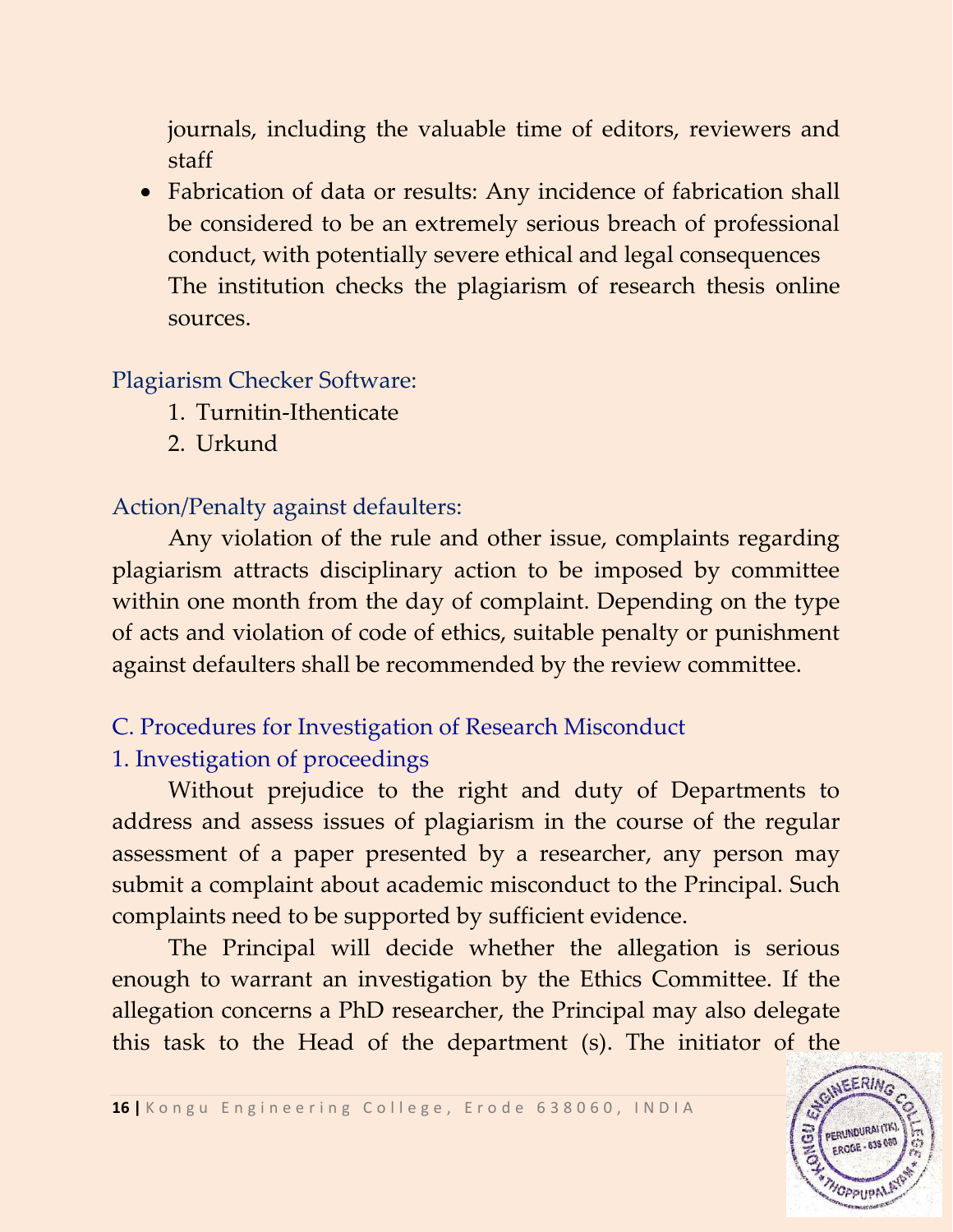journals, including the valuable time of editors, reviewers and staff

- Fabrication of data or results: Any incidence of fabrication shall be considered to be an extremely serious breach of professional conduct, with potentially severe ethical and legal consequences The institution checks the plagiarism of research thesis online sources.

### Plagiarism Checker Software:

1. Turnitin-Ithenticate
2. Urkund

### Action/Penalty against defaulters:

Any violation of the rule and other issue, complaints regarding plagiarism attracts disciplinary action to be imposed by committee within one month from the day of complaint. Depending on the type of acts and violation of code of ethics, suitable penalty or punishment against defaulters shall be recommended by the review committee.

## C. Procedures for Investigation of Research Misconduct

### 1. Investigation of proceedings

Without prejudice to the right and duty of Departments to address and assess issues of plagiarism in the course of the regular assessment of a paper presented by a researcher, any person may submit a complaint about academic misconduct to the Principal. Such complaints need to be supported by sufficient evidence.

The Principal will decide whether the allegation is serious enough to warrant an investigation by the Ethics Committee. If the allegation concerns a PhD researcher, the Principal may also delegate this task to the Head of the department (s). The initiator of the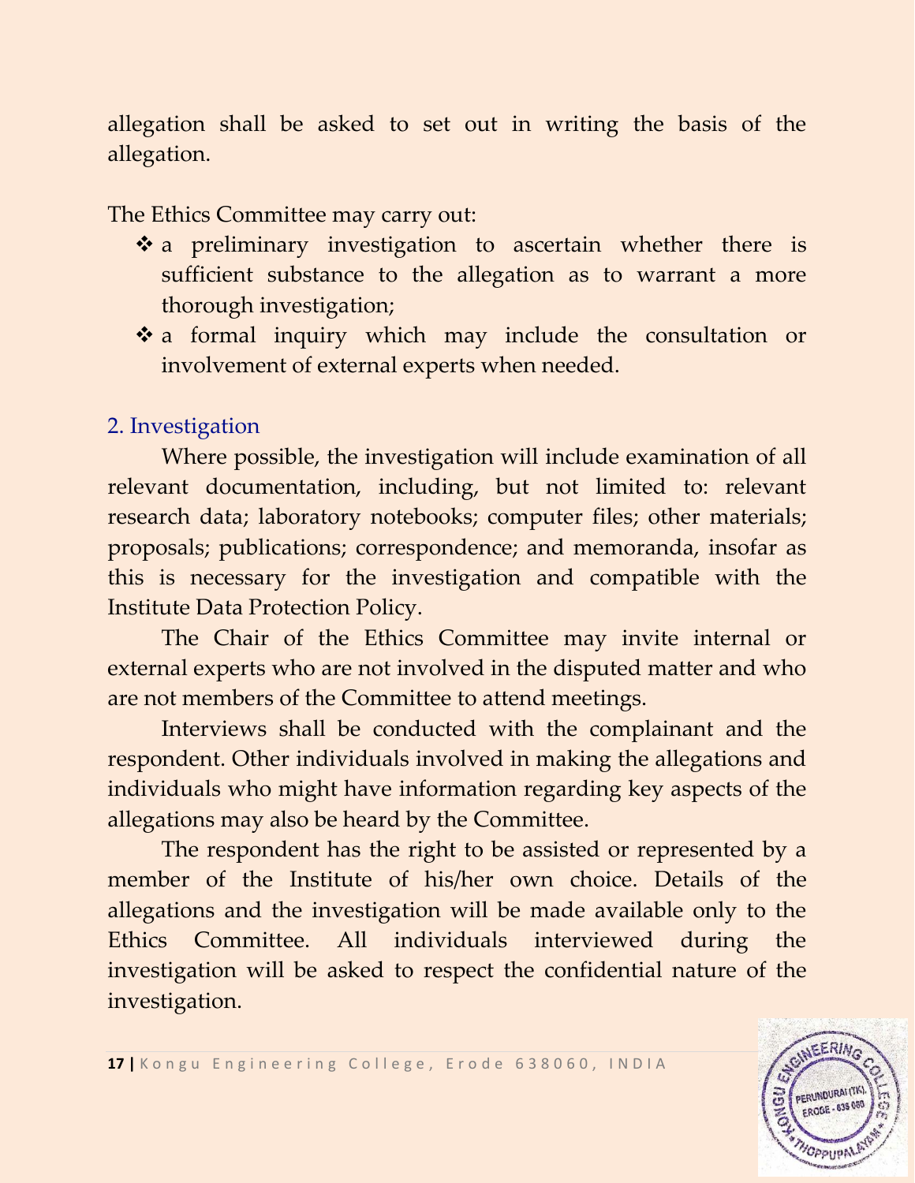allegation shall be asked to set out in writing the basis of the allegation.

The Ethics Committee may carry out:

- a preliminary investigation to ascertain whether there is sufficient substance to the allegation as to warrant a more thorough investigation;
- a formal inquiry which may include the consultation or involvement of external experts when needed.

## 2. Investigation

Where possible, the investigation will include examination of all relevant documentation, including, but not limited to: relevant research data; laboratory notebooks; computer files; other materials; proposals; publications; correspondence; and memoranda, insofar as this is necessary for the investigation and compatible with the Institute Data Protection Policy.

The Chair of the Ethics Committee may invite internal or external experts who are not involved in the disputed matter and who are not members of the Committee to attend meetings.

Interviews shall be conducted with the complainant and the respondent. Other individuals involved in making the allegations and individuals who might have information regarding key aspects of the allegations may also be heard by the Committee.

The respondent has the right to be assisted or represented by a member of the Institute of his/her own choice. Details of the allegations and the investigation will be made available only to the Ethics Committee. All individuals interviewed during the investigation will be asked to respect the confidential nature of the investigation.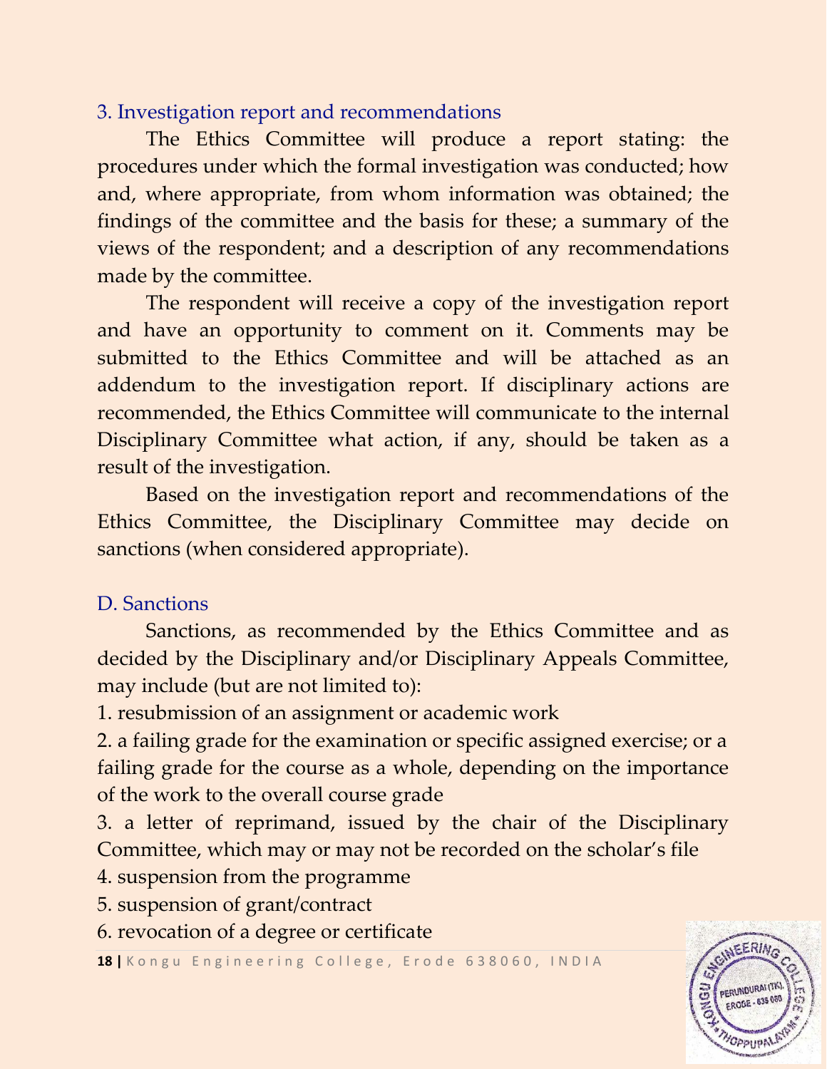### 3. Investigation report and recommendations

The Ethics Committee will produce a report stating: the procedures under which the formal investigation was conducted; how and, where appropriate, from whom information was obtained; the findings of the committee and the basis for these; a summary of the views of the respondent; and a description of any recommendations made by the committee.

The respondent will receive a copy of the investigation report and have an opportunity to comment on it. Comments may be submitted to the Ethics Committee and will be attached as an addendum to the investigation report. If disciplinary actions are recommended, the Ethics Committee will communicate to the internal Disciplinary Committee what action, if any, should be taken as a result of the investigation.

Based on the investigation report and recommendations of the Ethics Committee, the Disciplinary Committee may decide on sanctions (when considered appropriate).

## D. Sanctions

Sanctions, as recommended by the Ethics Committee and as decided by the Disciplinary and/or Disciplinary Appeals Committee, may include (but are not limited to):

1. resubmission of an assignment or academic work
2. a failing grade for the examination or specific assigned exercise; or a failing grade for the course as a whole, depending on the importance of the work to the overall course grade
3. a letter of reprimand, issued by the chair of the Disciplinary Committee, which may or may not be recorded on the scholar's file
4. suspension from the programme
5. suspension of grant/contract
6. revocation of a degree or certificate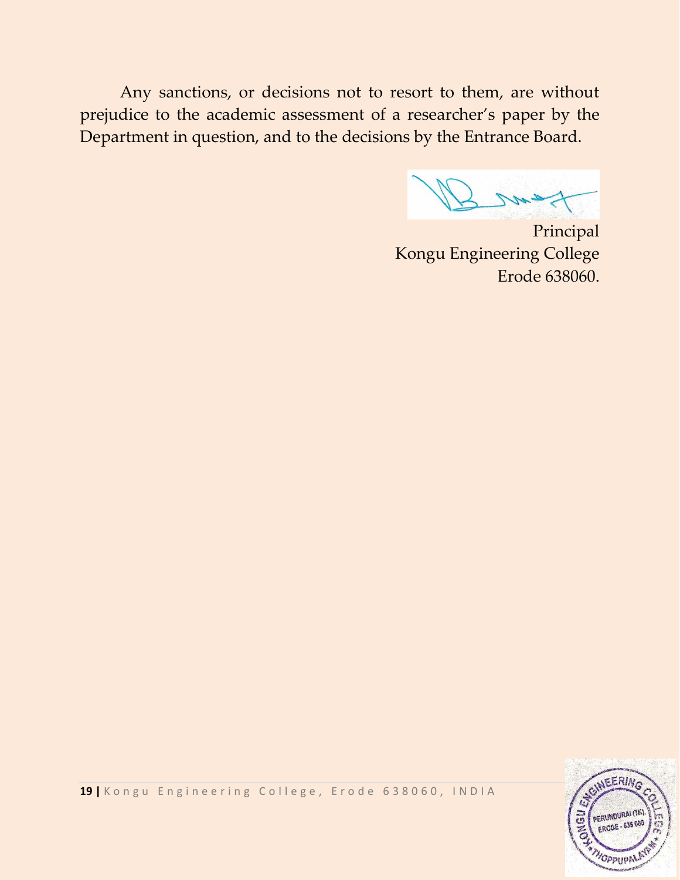Any sanctions, or decisions not to resort to them, are without prejudice to the academic assessment of a researcher's paper by the Department in question, and to the decisions by the Entrance Board.

Principal
Kongu Engineering College
Erode 638060.